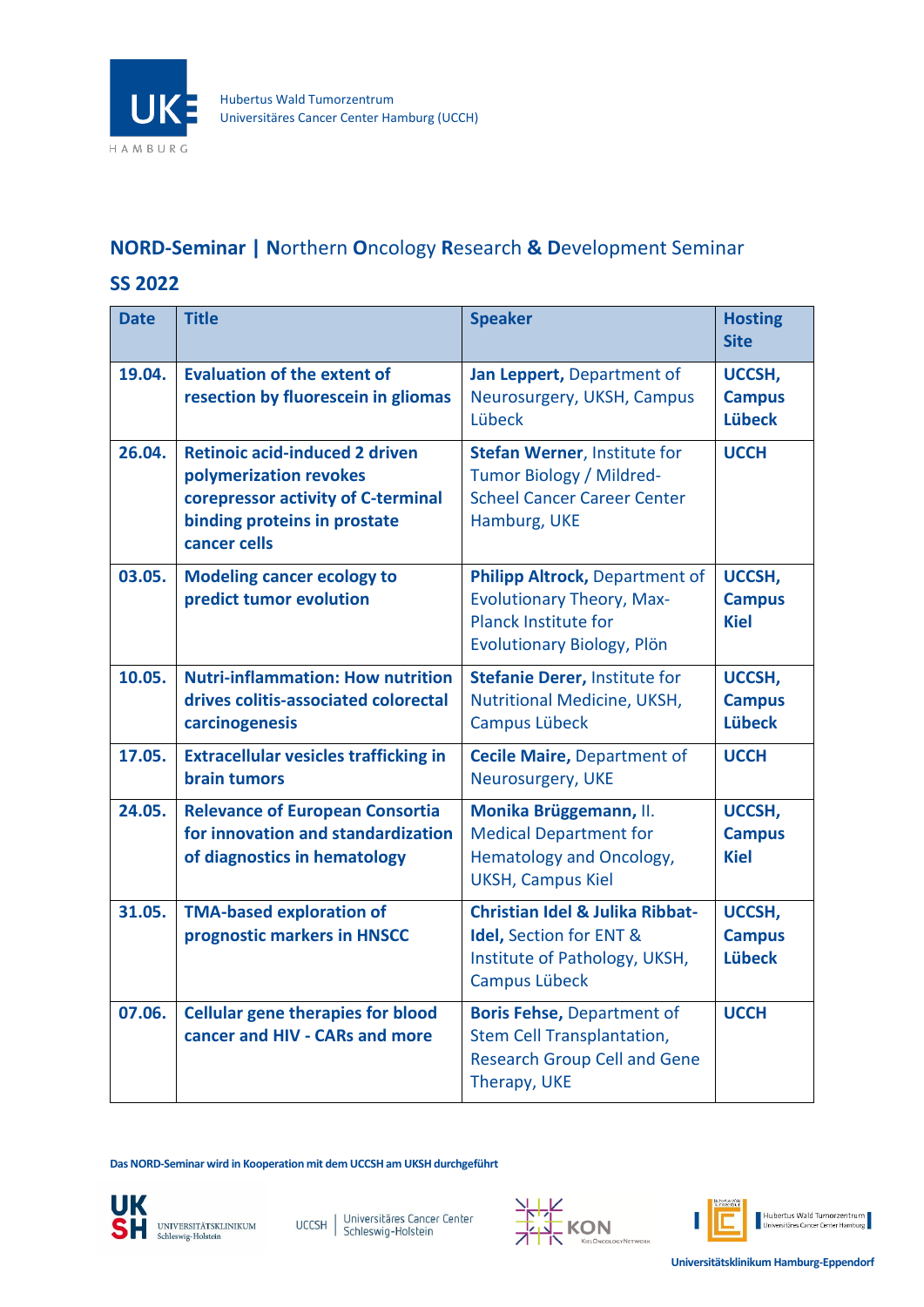Hubertus Wald Tumorzentrum
Universitäres Cancer Center Hamburg (UCCH)

## NORD-Seminar | Northern Oncology Research & Development Seminar

## SS 2022

| Date | Title | Speaker | Hosting Site |
|---|---|---|---|
| 19.04. | **Evaluation of the extent of resection by fluorescein in gliomas** | **Jan Leppert,** Department of Neurosurgery, UKSH, Campus Lübeck | **UCCSH, Campus Lübeck** |
| 26.04. | **Retinoic acid-induced 2 driven polymerization revokes corepressor activity of C-terminal binding proteins in prostate cancer cells** | **Stefan Werner**, Institute for Tumor Biology / Mildred-Scheel Cancer Career Center Hamburg, UKE | **UCCH** |
| 03.05. | **Modeling cancer ecology to predict tumor evolution** | **Philipp Altrock,** Department of Evolutionary Theory, Max-Planck Institute for Evolutionary Biology, Plön | **UCCSH, Campus Kiel** |
| 10.05. | **Nutri-inflammation: How nutrition drives colitis-associated colorectal carcinogenesis** | **Stefanie Derer,** Institute for Nutritional Medicine, UKSH, Campus Lübeck | **UCCSH, Campus Lübeck** |
| 17.05. | **Extracellular vesicles trafficking in brain tumors** | **Cecile Maire,** Department of Neurosurgery, UKE | **UCCH** |
| 24.05. | **Relevance of European Consortia for innovation and standardization of diagnostics in hematology** | **Monika Brüggemann,** II. Medical Department for Hematology and Oncology, UKSH, Campus Kiel | **UCCSH, Campus Kiel** |
| 31.05. | **TMA-based exploration of prognostic markers in HNSCC** | **Christian Idel & Julika Ribbat-Idel,** Section for ENT & Institute of Pathology, UKSH, Campus Lübeck | **UCCSH, Campus Lübeck** |
| 07.06. | **Cellular gene therapies for blood cancer and HIV - CARs and more** | **Boris Fehse,** Department of Stem Cell Transplantation, Research Group Cell and Gene Therapy, UKE | **UCCH** |

**Das NORD-Seminar wird in Kooperation mit dem UCCSH am UKSH durchgeführt**

UKSH Universitätsklinikum Schleswig-Holstein | UCCSH Universitäres Cancer Center Schleswig-Holstein | KON KielOncologyNetwork | Hubertus Wald Tumorzentrum Universitäres Cancer Center Hamburg

**Universitätsklinikum Hamburg-Eppendorf**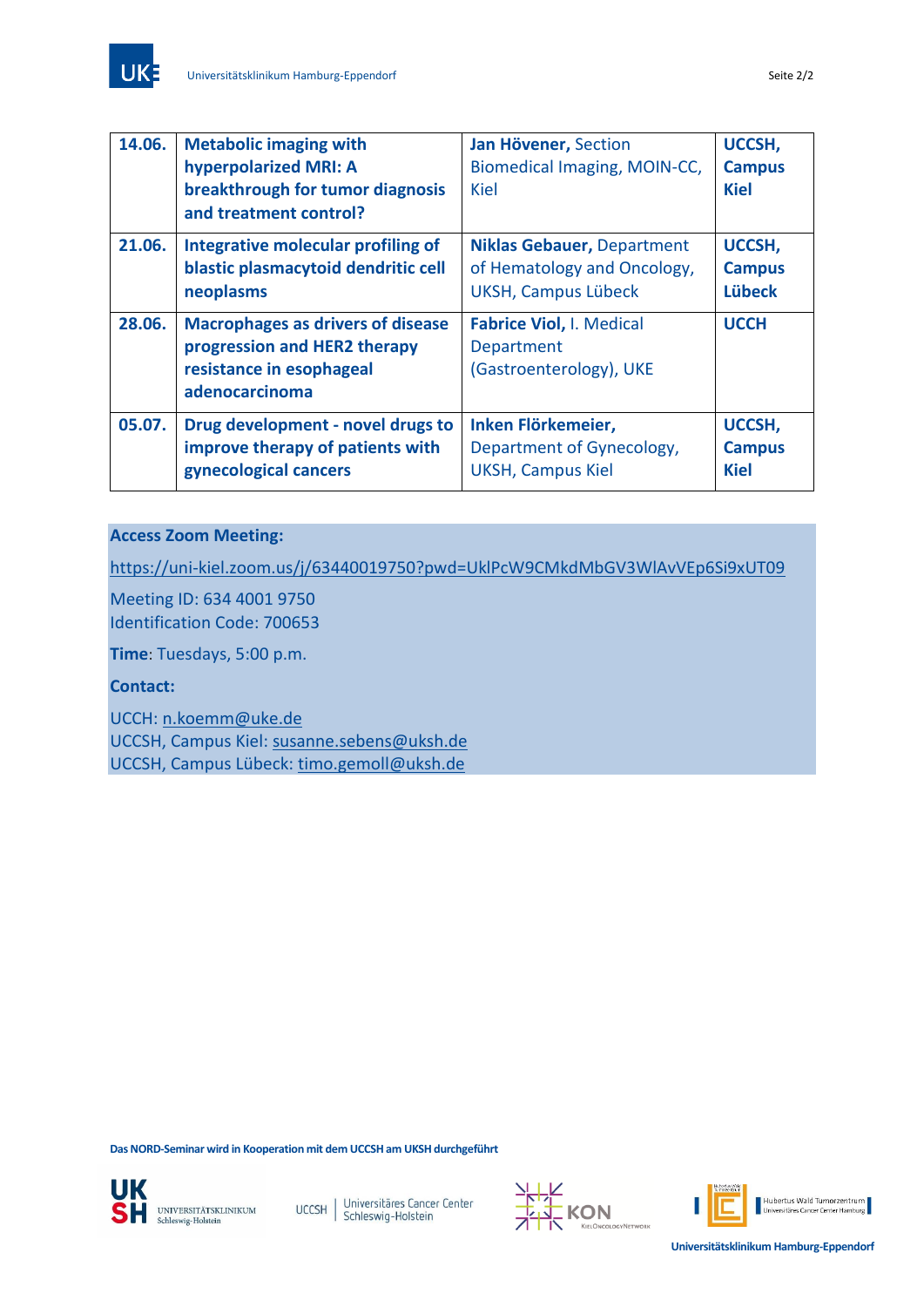| | | | |
|---|---|---|---|
| **14.06.** | **Metabolic imaging with hyperpolarized MRI: A breakthrough for tumor diagnosis and treatment control?** | **Jan Hövener,** Section Biomedical Imaging, MOIN-CC, Kiel | **UCCSH, Campus Kiel** |
| **21.06.** | **Integrative molecular profiling of blastic plasmacytoid dendritic cell neoplasms** | **Niklas Gebauer,** Department of Hematology and Oncology, UKSH, Campus Lübeck | **UCCSH, Campus Lübeck** |
| **28.06.** | **Macrophages as drivers of disease progression and HER2 therapy resistance in esophageal adenocarcinoma** | **Fabrice Viol,** I. Medical Department (Gastroenterology), UKE | **UCCH** |
| **05.07.** | **Drug development - novel drugs to improve therapy of patients with gynecological cancers** | **Inken Flörkemeier,** Department of Gynecology, UKSH, Campus Kiel | **UCCSH, Campus Kiel** |

**Access Zoom Meeting:**

https://uni-kiel.zoom.us/j/63440019750?pwd=UklPcW9CMkdMbGV3WlAvVEp6Si9xUT09

Meeting ID: 634 4001 9750
Identification Code: 700653

**Time**: Tuesdays, 5:00 p.m.

**Contact:**

UCCH: n.koemm@uke.de
UCCSH, Campus Kiel: susanne.sebens@uksh.de
UCCSH, Campus Lübeck: timo.gemoll@uksh.de

**Das NORD-Seminar wird in Kooperation mit dem UCCSH am UKSH durchgeführt**

UKSH Universitätsklinikum Schleswig-Holstein | UCCSH Universitäres Cancer Center Schleswig-Holstein | KON KielOncologyNetwork | Hubertus Wald Tumorzentrum Universitäres Cancer Center Hamburg

**Universitätsklinikum Hamburg-Eppendorf**